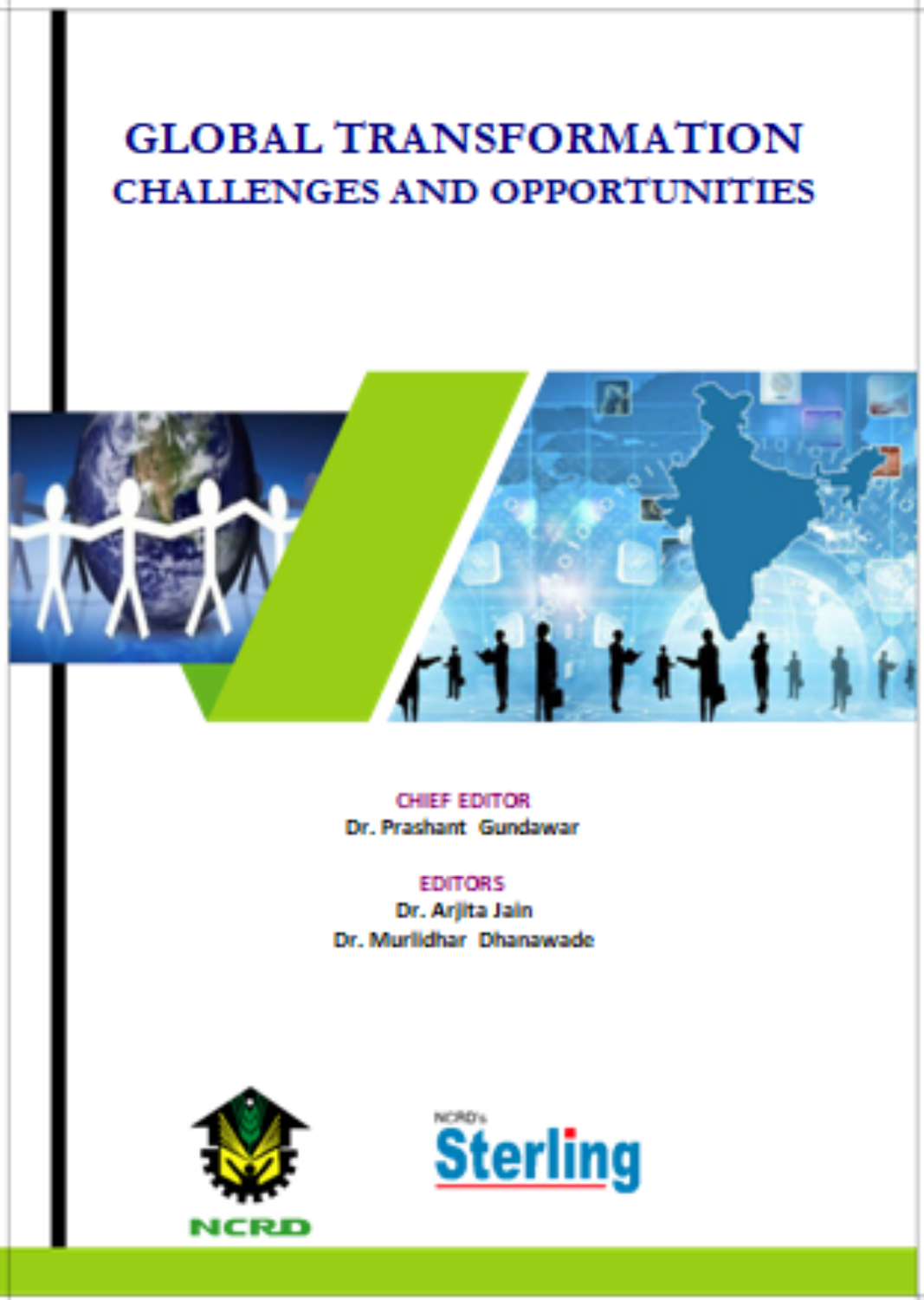# GLOBAL TRANSFORMATION

## CHALLENGES AND OPPORTUNITIES

CHIEF EDITOR

Dr. Prashant Gundawar

EDITORS

Dr. Arjita Jain

Dr. Murlidhar Dhanawade

NCRD

NCRD's Sterling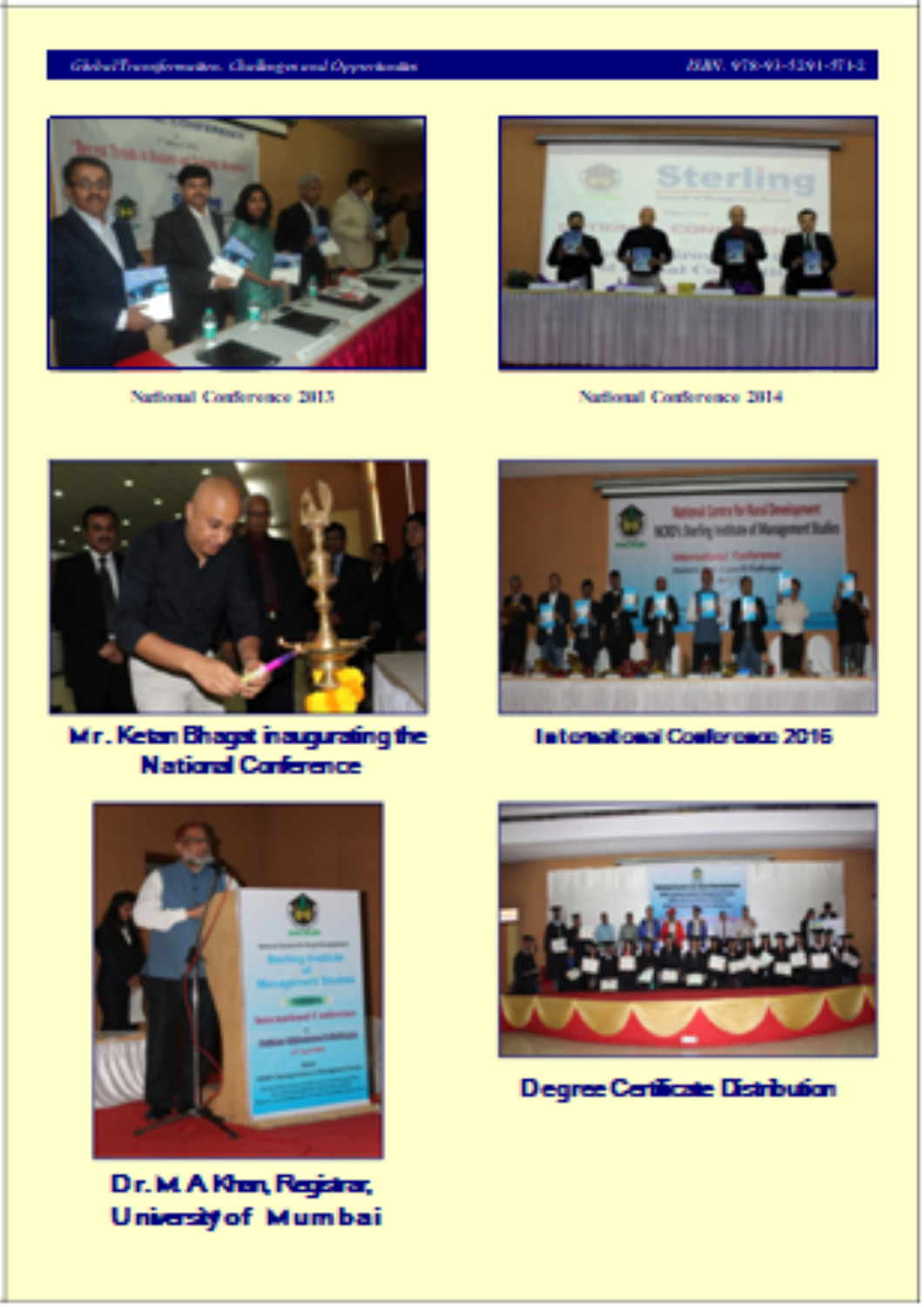National Conference 2013

National Conference 2014

**Mr. Ketan Bhagat inaugurating the National Conference**

**International Conference 2016**

**Dr. M A Khan, Registrar, University of Mumbai**

**Degree Certificate Distribution**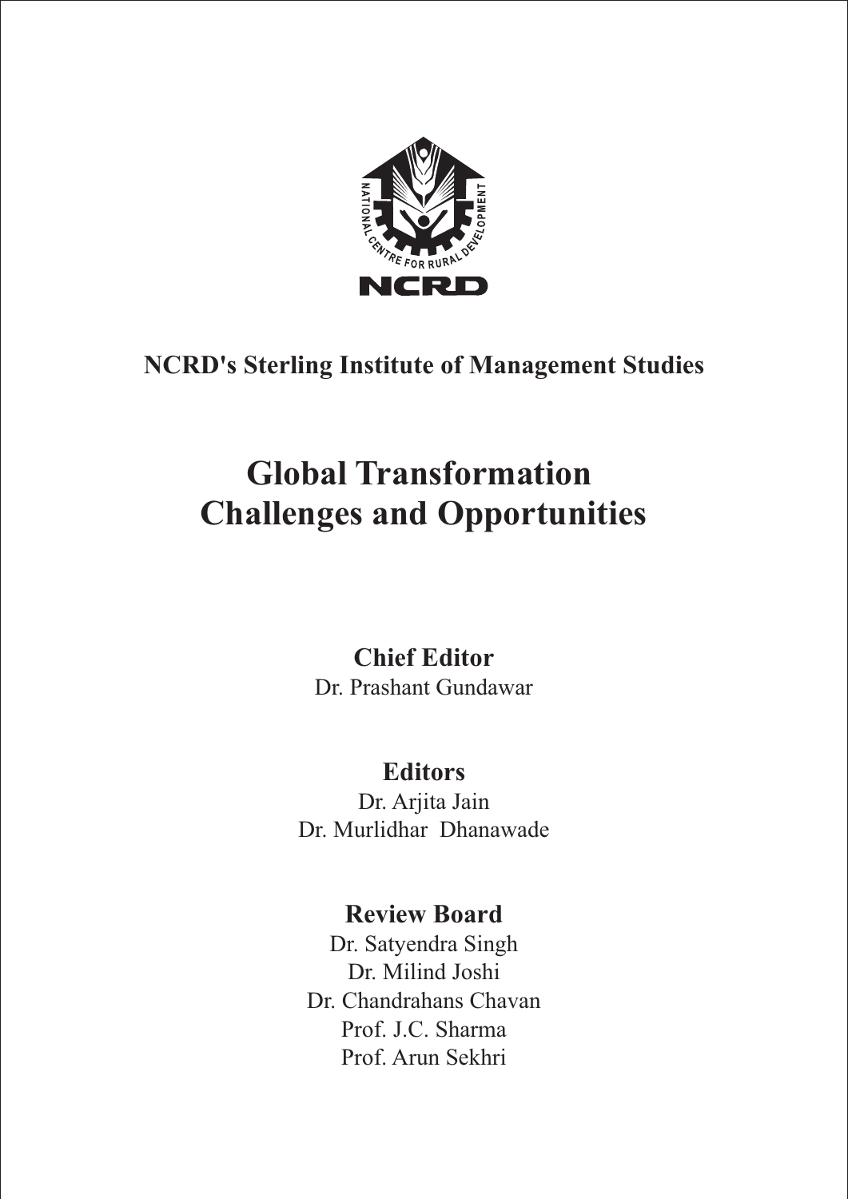**NCRD's Sterling Institute of Management Studies**

# Global Transformation Challenges and Opportunities

**Chief Editor**
Dr. Prashant Gundawar

**Editors**
Dr. Arjita Jain
Dr. Murlidhar Dhanawade

**Review Board**
Dr. Satyendra Singh
Dr. Milind Joshi
Dr. Chandrahans Chavan
Prof. J.C. Sharma
Prof. Arun Sekhri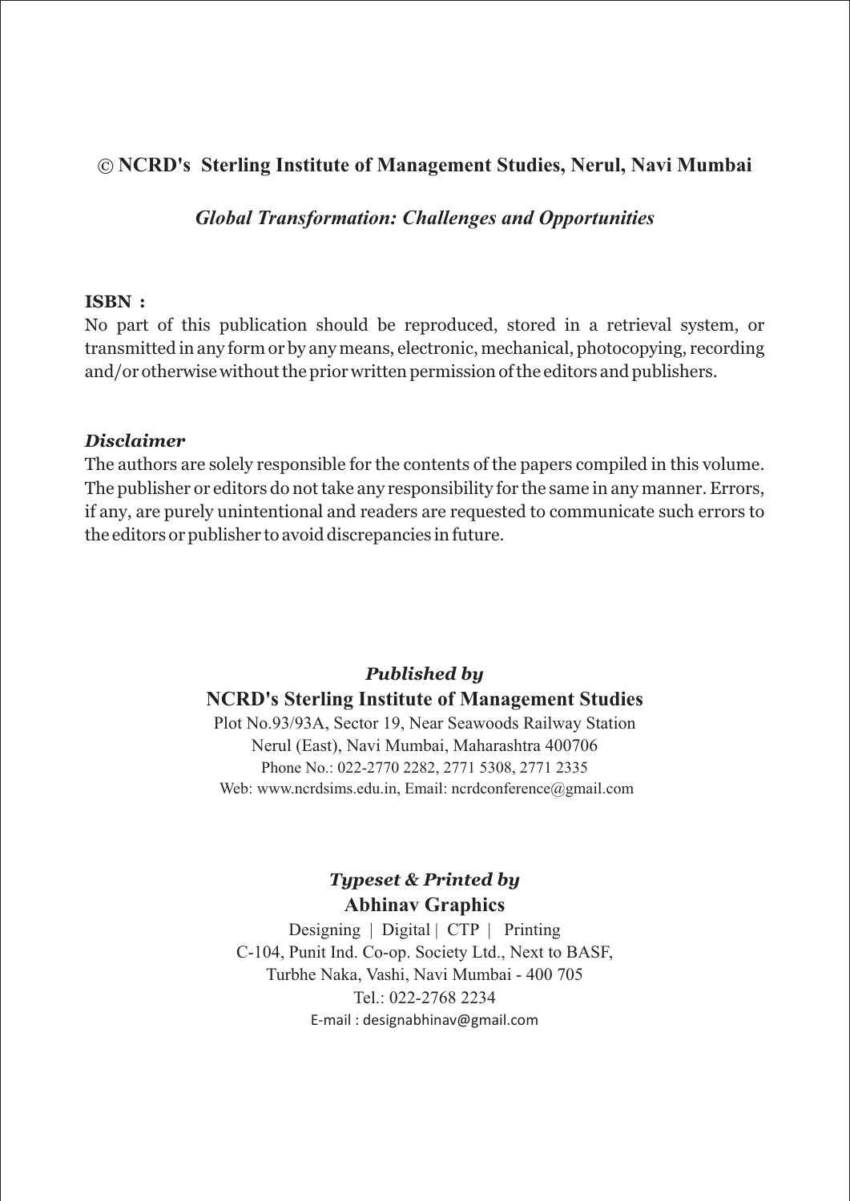© **NCRD's Sterling Institute of Management Studies, Nerul, Navi Mumbai**

***Global Transformation: Challenges and Opportunities***

**ISBN :**

No part of this publication should be reproduced, stored in a retrieval system, or transmitted in any form or by any means, electronic, mechanical, photocopying, recording and/or otherwise without the prior written permission of the editors and publishers.

***Disclaimer***

The authors are solely responsible for the contents of the papers compiled in this volume. The publisher or editors do not take any responsibility for the same in any manner. Errors, if any, are purely unintentional and readers are requested to communicate such errors to the editors or publisher to avoid discrepancies in future.

***Published by***

**NCRD's Sterling Institute of Management Studies**

Plot No.93/93A, Sector 19, Near Seawoods Railway Station
Nerul (East), Navi Mumbai, Maharashtra 400706
Phone No.: 022-2770 2282, 2771 5308, 2771 2335
Web: www.ncrdsims.edu.in, Email: ncrdconference@gmail.com

***Typeset & Printed by***

**Abhinav Graphics**

Designing | Digital | CTP | Printing
C-104, Punit Ind. Co-op. Society Ltd., Next to BASF,
Turbhe Naka, Vashi, Navi Mumbai - 400 705
Tel.: 022-2768 2234
E-mail : designabhinav@gmail.com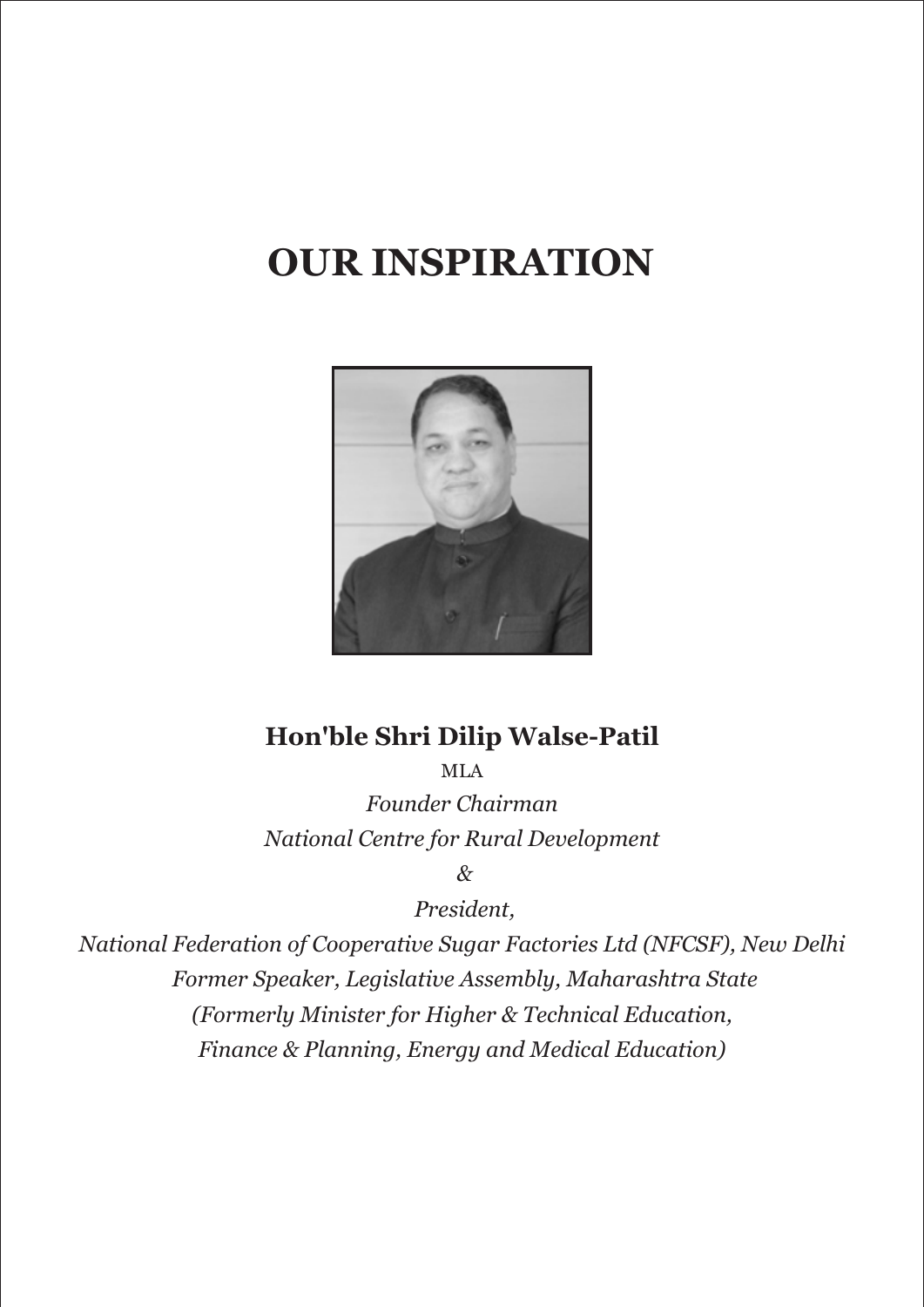# OUR INSPIRATION

**Hon'ble Shri Dilip Walse-Patil**

MLA

*Founder Chairman*

*National Centre for Rural Development*

*&*

*President,*

*National Federation of Cooperative Sugar Factories Ltd (NFCSF), New Delhi*

*Former Speaker, Legislative Assembly, Maharashtra State*

*(Formerly Minister for Higher & Technical Education,*

*Finance & Planning, Energy and Medical Education)*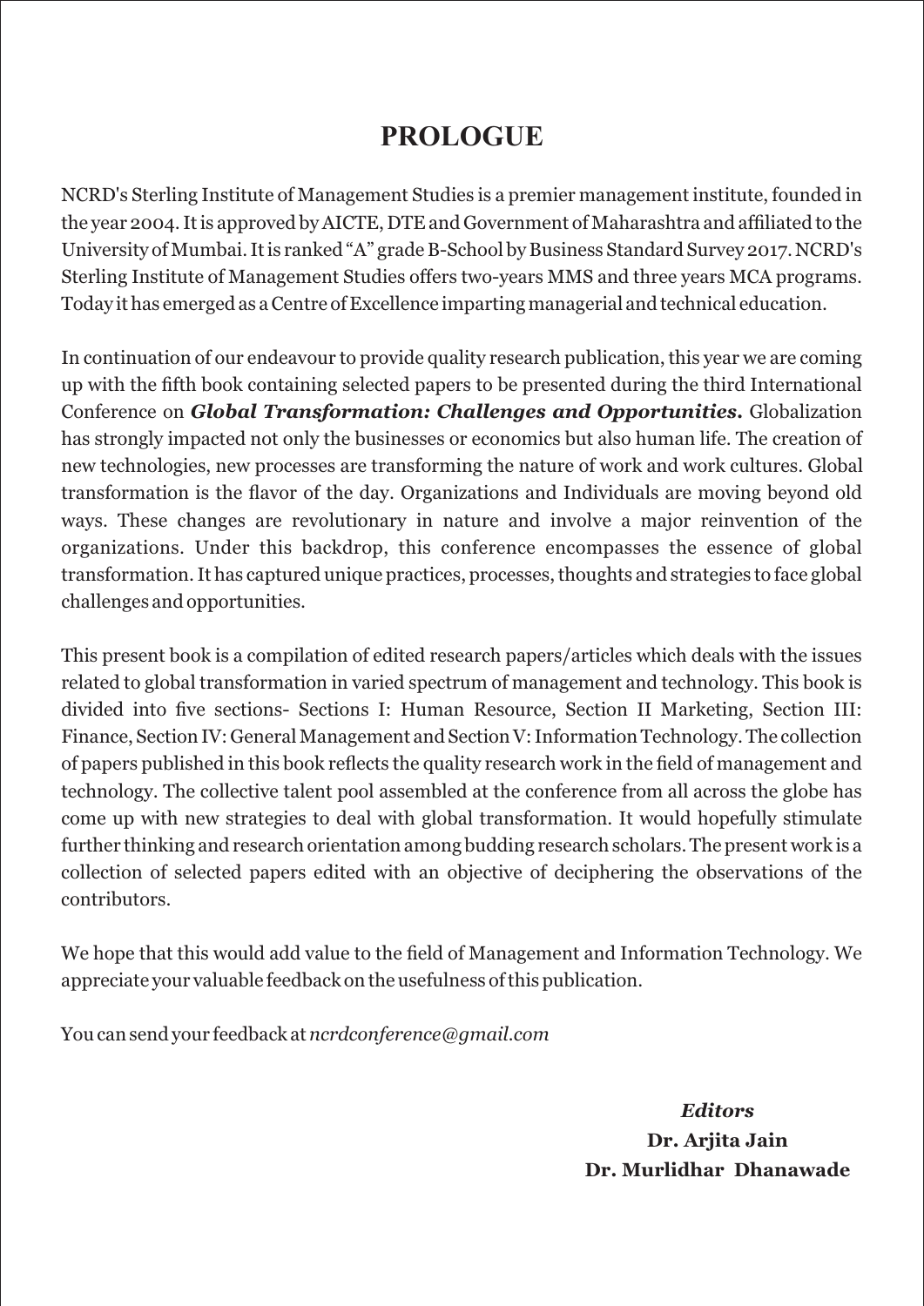# PROLOGUE

NCRD's Sterling Institute of Management Studies is a premier management institute, founded in the year 2004. It is approved by AICTE, DTE and Government of Maharashtra and affiliated to the University of Mumbai. It is ranked "A" grade B-School by Business Standard Survey 2017. NCRD's Sterling Institute of Management Studies offers two-years MMS and three years MCA programs. Today it has emerged as a Centre of Excellence imparting managerial and technical education.

In continuation of our endeavour to provide quality research publication, this year we are coming up with the fifth book containing selected papers to be presented during the third International Conference on ***Global Transformation: Challenges and Opportunities.*** Globalization has strongly impacted not only the businesses or economics but also human life. The creation of new technologies, new processes are transforming the nature of work and work cultures. Global transformation is the flavor of the day. Organizations and Individuals are moving beyond old ways. These changes are revolutionary in nature and involve a major reinvention of the organizations. Under this backdrop, this conference encompasses the essence of global transformation. It has captured unique practices, processes, thoughts and strategies to face global challenges and opportunities.

This present book is a compilation of edited research papers/articles which deals with the issues related to global transformation in varied spectrum of management and technology. This book is divided into five sections- Sections I: Human Resource, Section II Marketing, Section III: Finance, Section IV: General Management and Section V: Information Technology. The collection of papers published in this book reflects the quality research work in the field of management and technology. The collective talent pool assembled at the conference from all across the globe has come up with new strategies to deal with global transformation. It would hopefully stimulate further thinking and research orientation among budding research scholars. The present work is a collection of selected papers edited with an objective of deciphering the observations of the contributors.

We hope that this would add value to the field of Management and Information Technology. We appreciate your valuable feedback on the usefulness of this publication.

You can send your feedback at *ncrdconference@gmail.com*

***Editors***
**Dr. Arjita Jain**
**Dr. Murlidhar Dhanawade**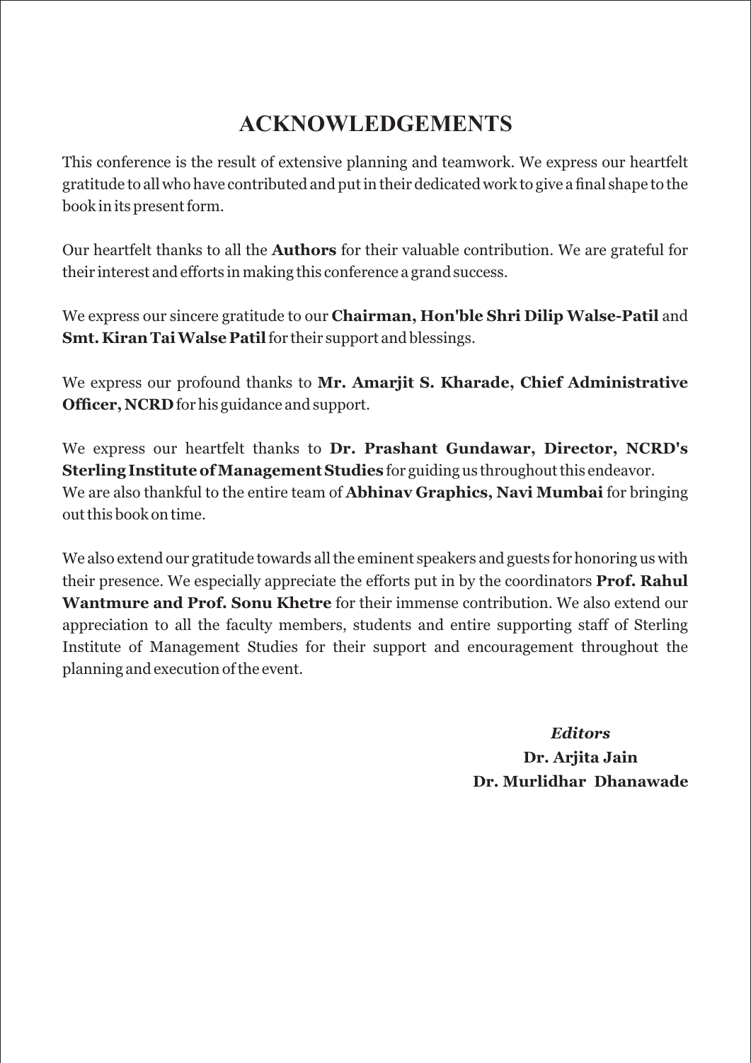# ACKNOWLEDGEMENTS

This conference is the result of extensive planning and teamwork. We express our heartfelt gratitude to all who have contributed and put in their dedicated work to give a final shape to the book in its present form.

Our heartfelt thanks to all the **Authors** for their valuable contribution. We are grateful for their interest and efforts in making this conference a grand success.

We express our sincere gratitude to our **Chairman, Hon'ble Shri Dilip Walse-Patil** and **Smt. Kiran Tai Walse Patil** for their support and blessings.

We express our profound thanks to **Mr. Amarjit S. Kharade, Chief Administrative Officer, NCRD** for his guidance and support.

We express our heartfelt thanks to **Dr. Prashant Gundawar, Director, NCRD's Sterling Institute of Management Studies** for guiding us throughout this endeavor.
We are also thankful to the entire team of **Abhinav Graphics, Navi Mumbai** for bringing out this book on time.

We also extend our gratitude towards all the eminent speakers and guests for honoring us with their presence. We especially appreciate the efforts put in by the coordinators **Prof. Rahul Wantmure and Prof. Sonu Khetre** for their immense contribution. We also extend our appreciation to all the faculty members, students and entire supporting staff of Sterling Institute of Management Studies for their support and encouragement throughout the planning and execution of the event.

***Editors***
**Dr. Arjita Jain**
**Dr. Murlidhar Dhanawade**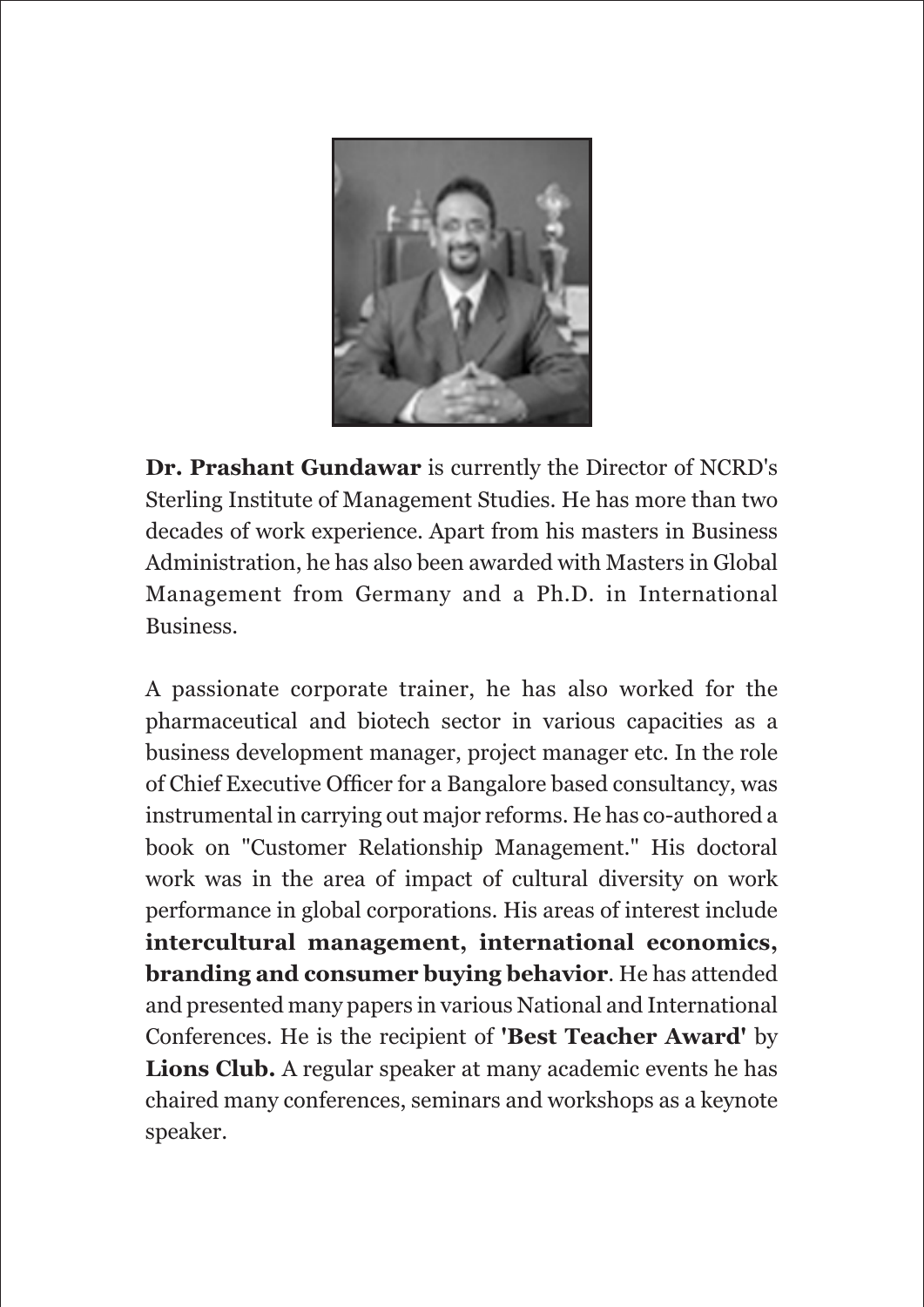**Dr. Prashant Gundawar** is currently the Director of NCRD's Sterling Institute of Management Studies. He has more than two decades of work experience. Apart from his masters in Business Administration, he has also been awarded with Masters in Global Management from Germany and a Ph.D. in International Business.

A passionate corporate trainer, he has also worked for the pharmaceutical and biotech sector in various capacities as a business development manager, project manager etc. In the role of Chief Executive Officer for a Bangalore based consultancy, was instrumental in carrying out major reforms. He has co-authored a book on "Customer Relationship Management." His doctoral work was in the area of impact of cultural diversity on work performance in global corporations. His areas of interest include **intercultural management, international economics, branding and consumer buying behavior**. He has attended and presented many papers in various National and International Conferences. He is the recipient of **'Best Teacher Award'** by **Lions Club.** A regular speaker at many academic events he has chaired many conferences, seminars and workshops as a keynote speaker.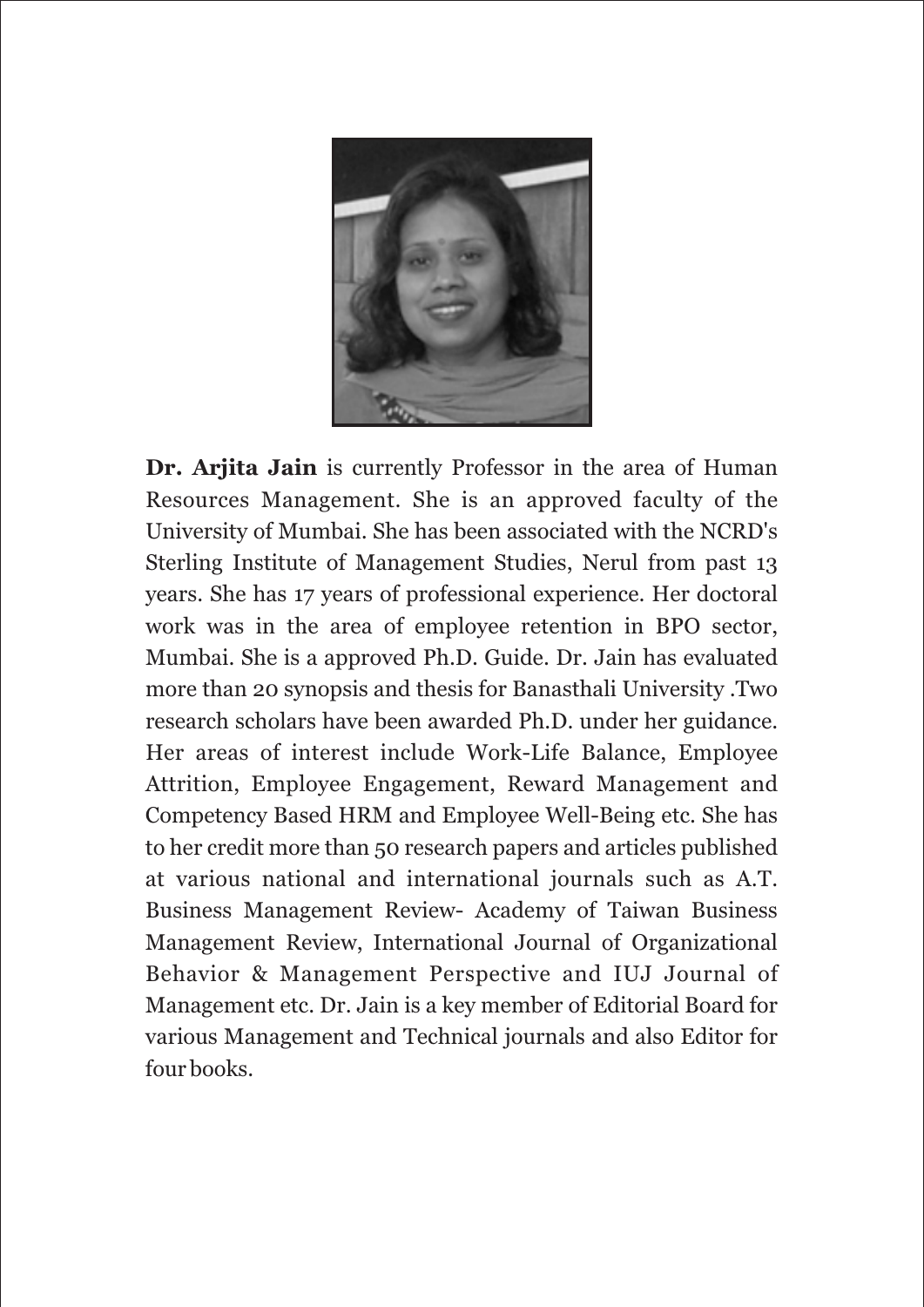**Dr. Arjita Jain** is currently Professor in the area of Human Resources Management. She is an approved faculty of the University of Mumbai. She has been associated with the NCRD's Sterling Institute of Management Studies, Nerul from past 13 years. She has 17 years of professional experience. Her doctoral work was in the area of employee retention in BPO sector, Mumbai. She is a approved Ph.D. Guide. Dr. Jain has evaluated more than 20 synopsis and thesis for Banasthali University .Two research scholars have been awarded Ph.D. under her guidance. Her areas of interest include Work-Life Balance, Employee Attrition, Employee Engagement, Reward Management and Competency Based HRM and Employee Well-Being etc. She has to her credit more than 50 research papers and articles published at various national and international journals such as A.T. Business Management Review- Academy of Taiwan Business Management Review, International Journal of Organizational Behavior & Management Perspective and IUJ Journal of Management etc. Dr. Jain is a key member of Editorial Board for various Management and Technical journals and also Editor for four books.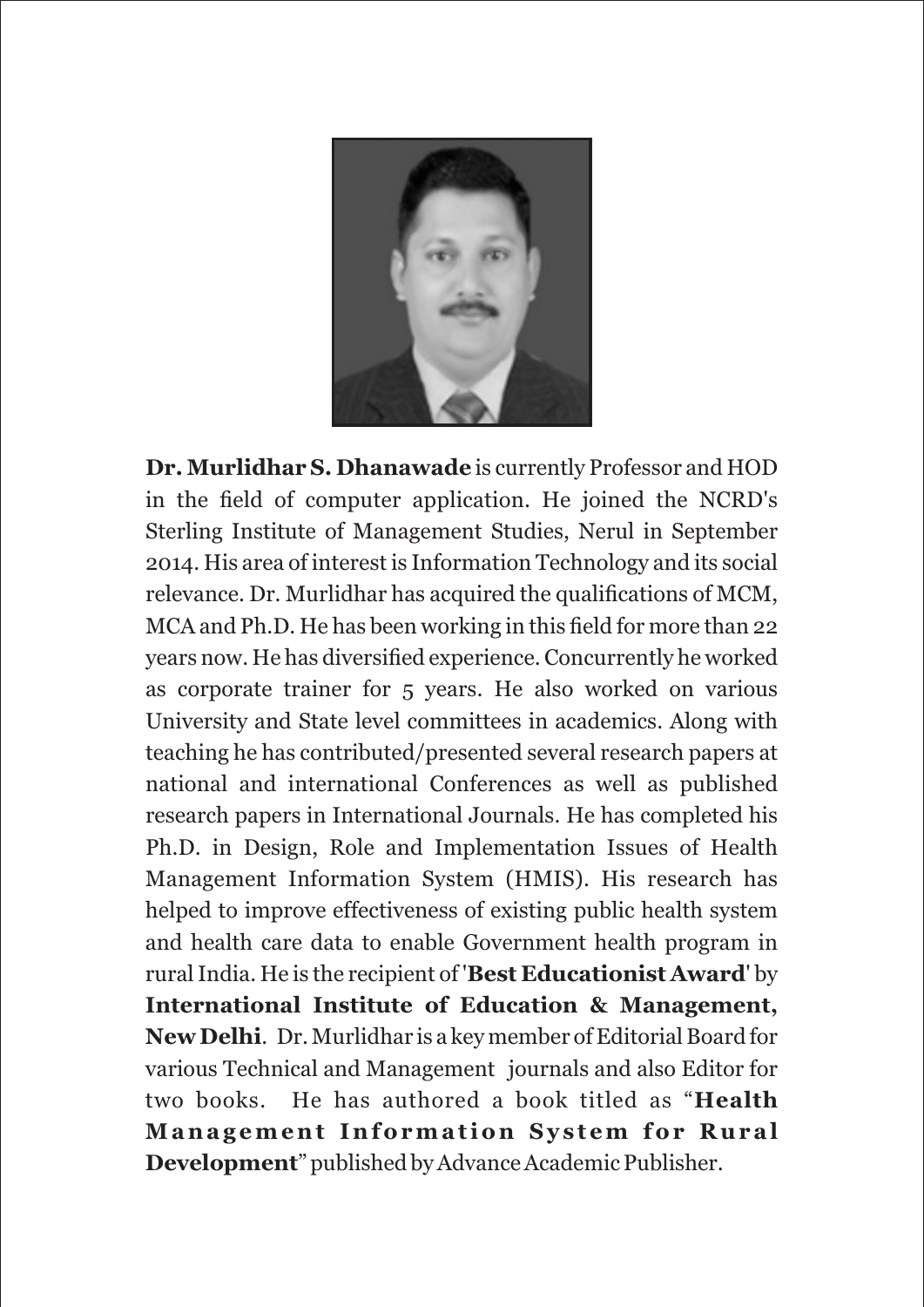**Dr. Murlidhar S. Dhanawade** is currently Professor and HOD in the field of computer application. He joined the NCRD's Sterling Institute of Management Studies, Nerul in September 2014. His area of interest is Information Technology and its social relevance. Dr. Murlidhar has acquired the qualifications of MCM, MCA and Ph.D. He has been working in this field for more than 22 years now. He has diversified experience. Concurrently he worked as corporate trainer for 5 years. He also worked on various University and State level committees in academics. Along with teaching he has contributed/presented several research papers at national and international Conferences as well as published research papers in International Journals. He has completed his Ph.D. in Design, Role and Implementation Issues of Health Management Information System (HMIS). His research has helped to improve effectiveness of existing public health system and health care data to enable Government health program in rural India. He is the recipient of '**Best Educationist Award**' by **International Institute of Education & Management, New Delhi**. Dr. Murlidhar is a key member of Editorial Board for various Technical and Management journals and also Editor for two books. He has authored a book titled as "**Health Management Information System for Rural Development**" published by Advance Academic Publisher.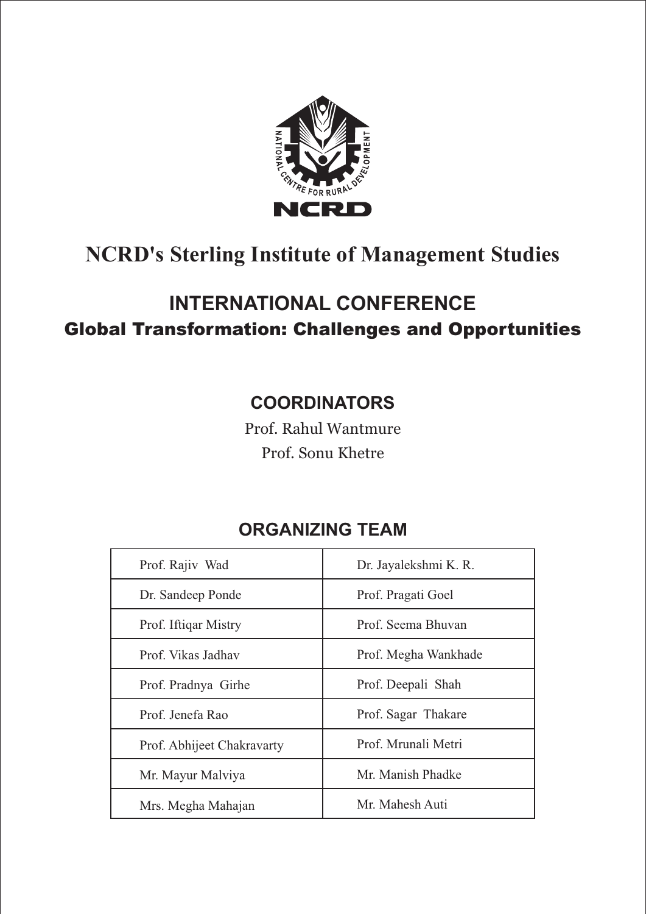# NCRD's Sterling Institute of Management Studies

## INTERNATIONAL CONFERENCE

## Global Transformation: Challenges and Opportunities

### COORDINATORS

Prof. Rahul Wantmure

Prof. Sonu Khetre

### ORGANIZING TEAM

| | |
|---|---|
| Prof. Rajiv Wad | Dr. Jayalekshmi K. R. |
| Dr. Sandeep Ponde | Prof. Pragati Goel |
| Prof. Iftiqar Mistry | Prof. Seema Bhuvan |
| Prof. Vikas Jadhav | Prof. Megha Wankhade |
| Prof. Pradnya Girhe | Prof. Deepali Shah |
| Prof. Jenefa Rao | Prof. Sagar Thakare |
| Prof. Abhijeet Chakravarty | Prof. Mrunali Metri |
| Mr. Mayur Malviya | Mr. Manish Phadke |
| Mrs. Megha Mahajan | Mr. Mahesh Auti |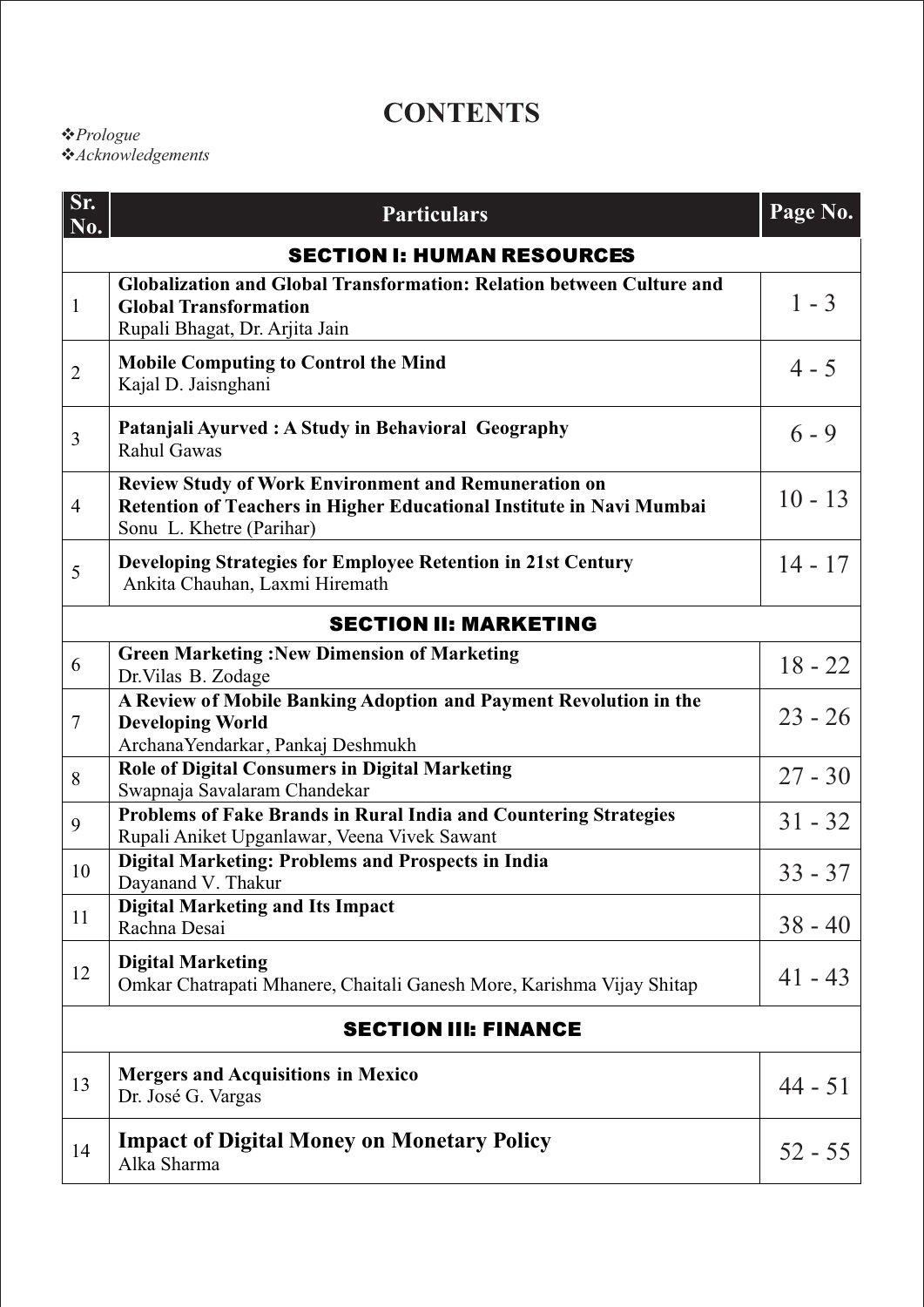# CONTENTS

❖*Prologue*
❖*Acknowledgements*

| Sr. No. | Particulars | Page No. |
|---|---|---|
| | **SECTION I: HUMAN RESOURCES** | |
| 1 | **Globalization and Global Transformation: Relation between Culture and Global Transformation**<br>Rupali Bhagat, Dr. Arjita Jain | 1 - 3 |
| 2 | **Mobile Computing to Control the Mind**<br>Kajal D. Jaisnghani | 4 - 5 |
| 3 | **Patanjali Ayurved : A Study in Behavioral Geography**<br>Rahul Gawas | 6 - 9 |
| 4 | **Review Study of Work Environment and Remuneration on Retention of Teachers in Higher Educational Institute in Navi Mumbai**<br>Sonu L. Khetre (Parihar) | 10 - 13 |
| 5 | **Developing Strategies for Employee Retention in 21st Century**<br>Ankita Chauhan, Laxmi Hiremath | 14 - 17 |
| | **SECTION II: MARKETING** | |
| 6 | **Green Marketing :New Dimension of Marketing**<br>Dr.Vilas B. Zodage | 18 - 22 |
| 7 | **A Review of Mobile Banking Adoption and Payment Revolution in the Developing World**<br>ArchanaYendarkar, Pankaj Deshmukh | 23 - 26 |
| 8 | **Role of Digital Consumers in Digital Marketing**<br>Swapnaja Savalaram Chandekar | 27 - 30 |
| 9 | **Problems of Fake Brands in Rural India and Countering Strategies**<br>Rupali Aniket Upganlawar, Veena Vivek Sawant | 31 - 32 |
| 10 | **Digital Marketing: Problems and Prospects in India**<br>Dayanand V. Thakur | 33 - 37 |
| 11 | **Digital Marketing and Its Impact**<br>Rachna Desai | 38 - 40 |
| 12 | **Digital Marketing**<br>Omkar Chatrapati Mhanere, Chaitali Ganesh More, Karishma Vijay Shitap | 41 - 43 |
| | **SECTION III: FINANCE** | |
| 13 | **Mergers and Acquisitions in Mexico**<br>Dr. José G. Vargas | 44 - 51 |
| 14 | **Impact of Digital Money on Monetary Policy**<br>Alka Sharma | 52 - 55 |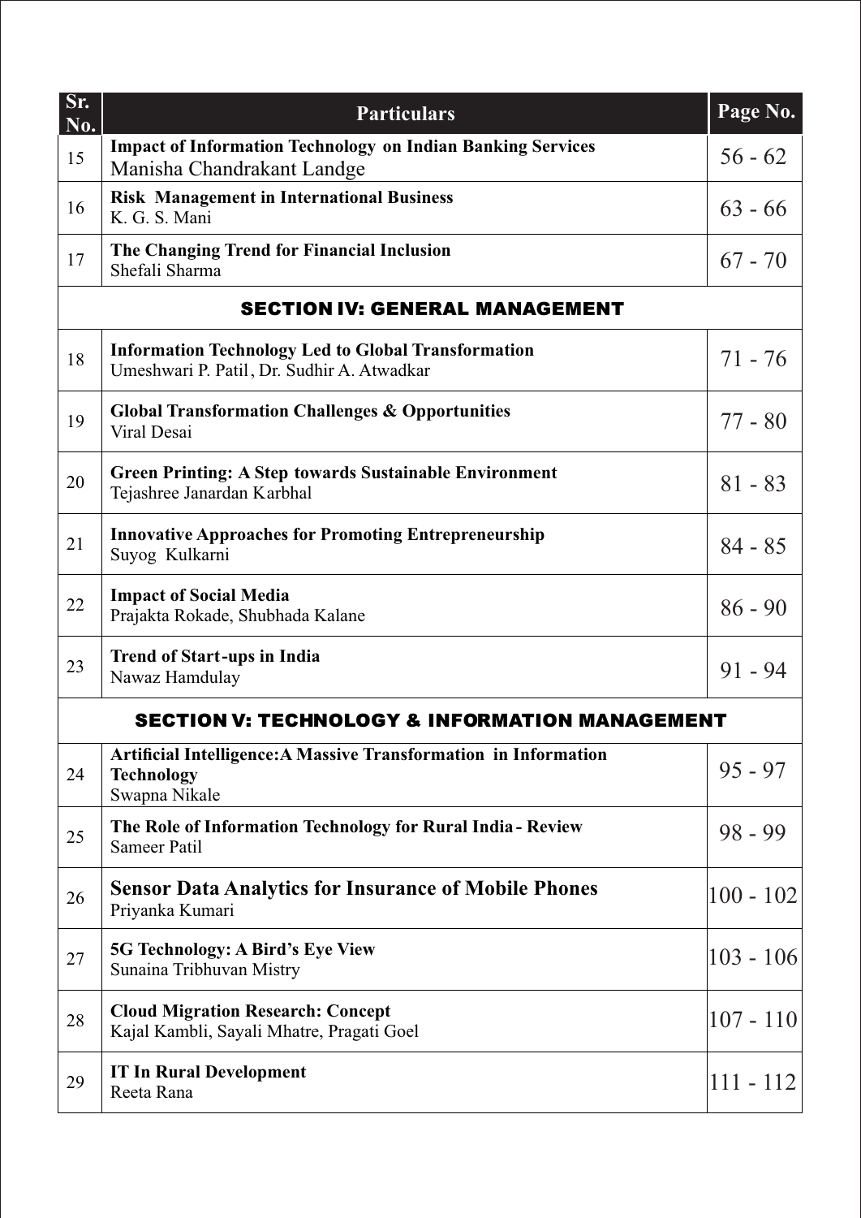| Sr. No. | Particulars | Page No. |
|---|---|---|
| 15 | **Impact of Information Technology on Indian Banking Services**<br>Manisha Chandrakant Landge | 56 - 62 |
| 16 | **Risk Management in International Business**<br>K. G. S. Mani | 63 - 66 |
| 17 | **The Changing Trend for Financial Inclusion**<br>Shefali Sharma | 67 - 70 |
| | **SECTION IV: GENERAL MANAGEMENT** | |
| 18 | **Information Technology Led to Global Transformation**<br>Umeshwari P. Patil, Dr. Sudhir A. Atwadkar | 71 - 76 |
| 19 | **Global Transformation Challenges & Opportunities**<br>Viral Desai | 77 - 80 |
| 20 | **Green Printing: A Step towards Sustainable Environment**<br>Tejashree Janardan Karbhal | 81 - 83 |
| 21 | **Innovative Approaches for Promoting Entrepreneurship**<br>Suyog Kulkarni | 84 - 85 |
| 22 | **Impact of Social Media**<br>Prajakta Rokade, Shubhada Kalane | 86 - 90 |
| 23 | **Trend of Start-ups in India**<br>Nawaz Hamdulay | 91 - 94 |
| | **SECTION V: TECHNOLOGY & INFORMATION MANAGEMENT** | |
| 24 | **Artificial Intelligence:A Massive Transformation in Information Technology**<br>Swapna Nikale | 95 - 97 |
| 25 | **The Role of Information Technology for Rural India - Review**<br>Sameer Patil | 98 - 99 |
| 26 | **Sensor Data Analytics for Insurance of Mobile Phones**<br>Priyanka Kumari | 100 - 102 |
| 27 | **5G Technology: A Bird's Eye View**<br>Sunaina Tribhuvan Mistry | 103 - 106 |
| 28 | **Cloud Migration Research: Concept**<br>Kajal Kambli, Sayali Mhatre, Pragati Goel | 107 - 110 |
| 29 | **IT In Rural Development**<br>Reeta Rana | 111 - 112 |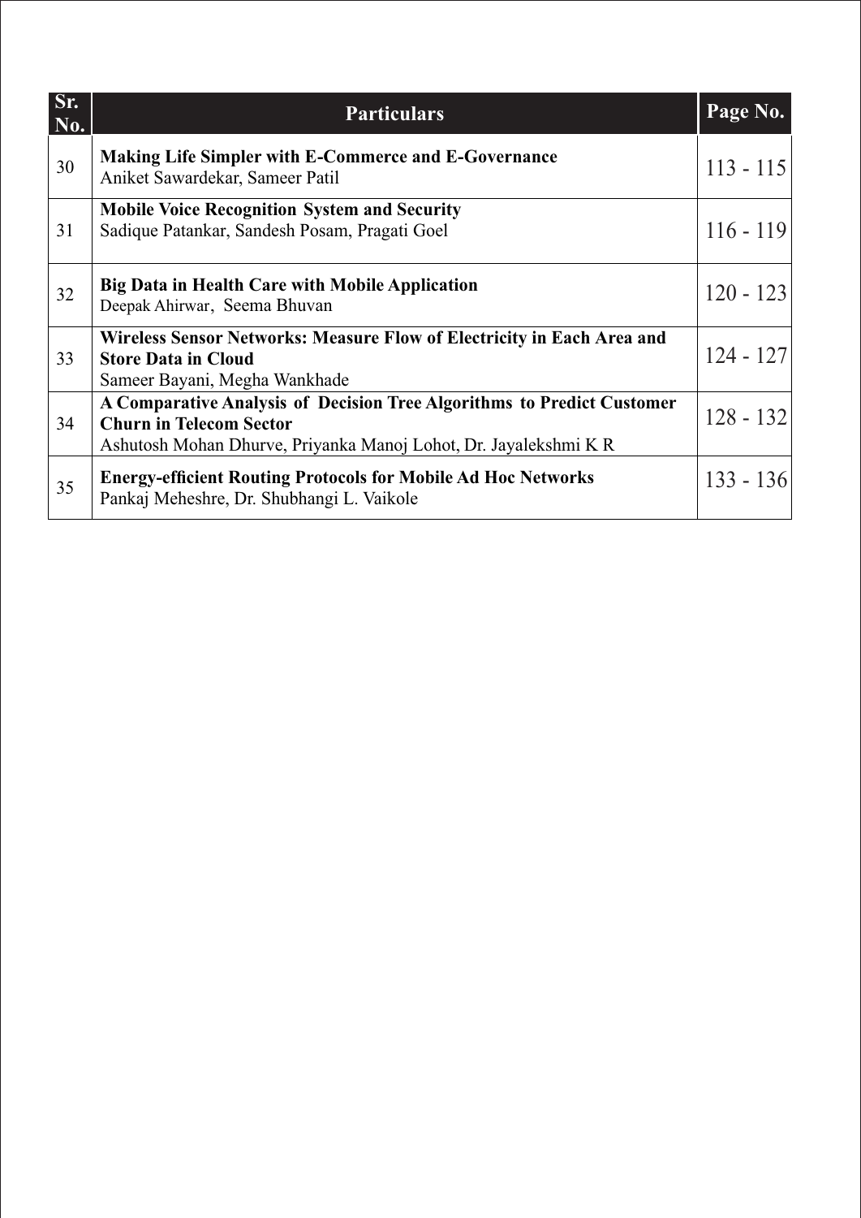| Sr. No. | Particulars | Page No. |
|---|---|---|
| 30 | **Making Life Simpler with E-Commerce and E-Governance**<br>Aniket Sawardekar, Sameer Patil | 113 - 115 |
| 31 | **Mobile Voice Recognition System and Security**<br>Sadique Patankar, Sandesh Posam, Pragati Goel | 116 - 119 |
| 32 | **Big Data in Health Care with Mobile Application**<br>Deepak Ahirwar, Seema Bhuvan | 120 - 123 |
| 33 | **Wireless Sensor Networks: Measure Flow of Electricity in Each Area and Store Data in Cloud**<br>Sameer Bayani, Megha Wankhade | 124 - 127 |
| 34 | **A Comparative Analysis of Decision Tree Algorithms to Predict Customer Churn in Telecom Sector**<br>Ashutosh Mohan Dhurve, Priyanka Manoj Lohot, Dr. Jayalekshmi K R | 128 - 132 |
| 35 | **Energy-efficient Routing Protocols for Mobile Ad Hoc Networks**<br>Pankaj Meheshre, Dr. Shubhangi L. Vaikole | 133 - 136 |